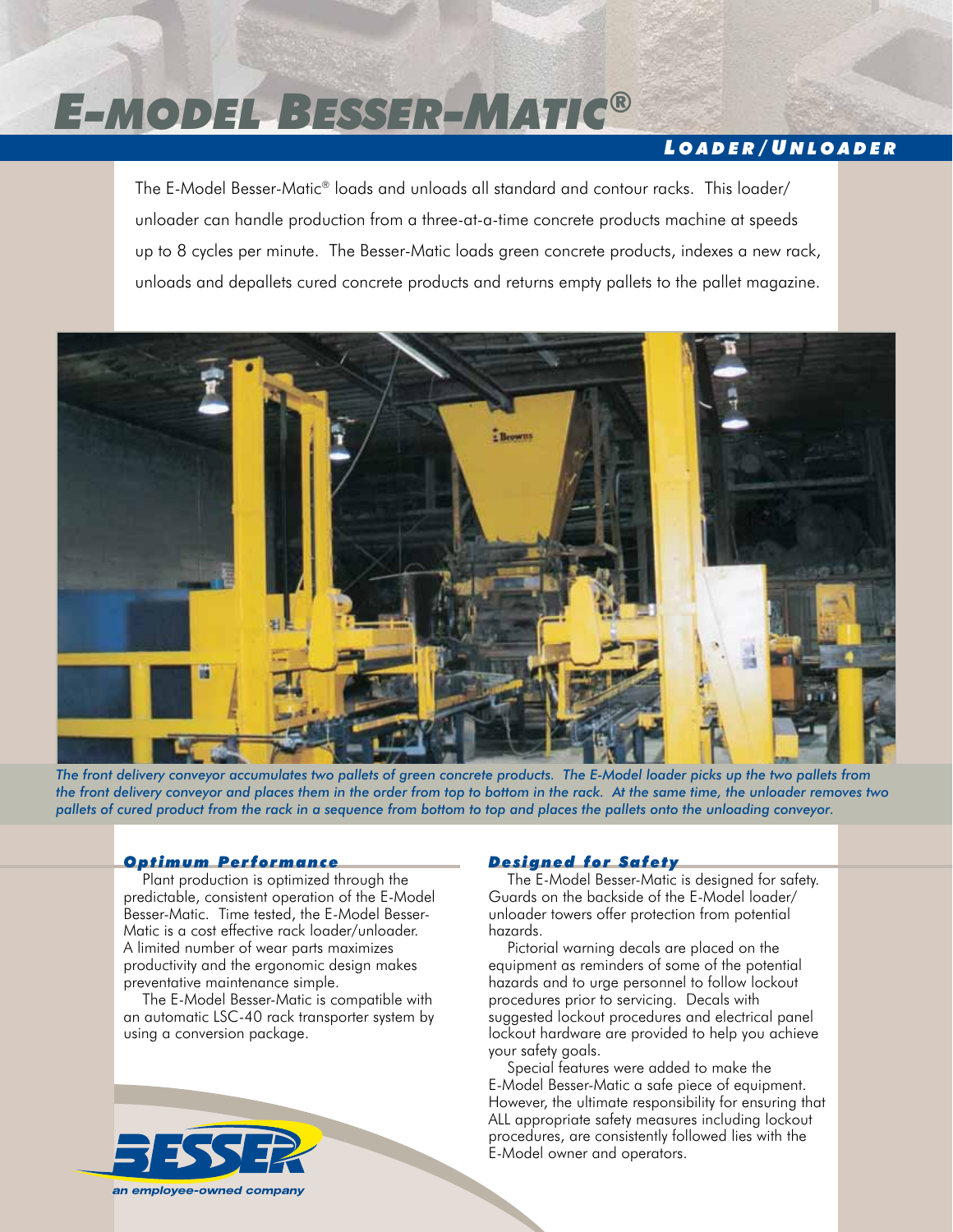# E-MODEL BESSER-MATIC®

## LOADER/UNLOADER

The E-Model Besser-Matic® loads and unloads all standard and contour racks. This loader/unloader can handle production from a three-at-a-time concrete products machine at speeds up to 8 cycles per minute. The Besser-Matic loads green concrete products, indexes a new rack, unloads and depallets cured concrete products and returns empty pallets to the pallet magazine.

*The front delivery conveyor accumulates two pallets of green concrete products. The E-Model loader picks up the two pallets from the front delivery conveyor and places them in the order from top to bottom in the rack. At the same time, the unloader removes two pallets of cured product from the rack in a sequence from bottom to top and places the pallets onto the unloading conveyor.*

### Optimum Performance

Plant production is optimized through the predictable, consistent operation of the E-Model Besser-Matic. Time tested, the E-Model Besser-Matic is a cost effective rack loader/unloader. A limited number of wear parts maximizes productivity and the ergonomic design makes preventative maintenance simple.

The E-Model Besser-Matic is compatible with an automatic LSC-40 rack transporter system by using a conversion package.

### Designed for Safety

The E-Model Besser-Matic is designed for safety. Guards on the backside of the E-Model loader/unloader towers offer protection from potential hazards.

Pictorial warning decals are placed on the equipment as reminders of some of the potential hazards and to urge personnel to follow lockout procedures prior to servicing. Decals with suggested lockout procedures and electrical panel lockout hardware are provided to help you achieve your safety goals.

Special features were added to make the E-Model Besser-Matic a safe piece of equipment. However, the ultimate responsibility for ensuring that ALL appropriate safety measures including lockout procedures, are consistently followed lies with the E-Model owner and operators.

BESSER

*an employee-owned company*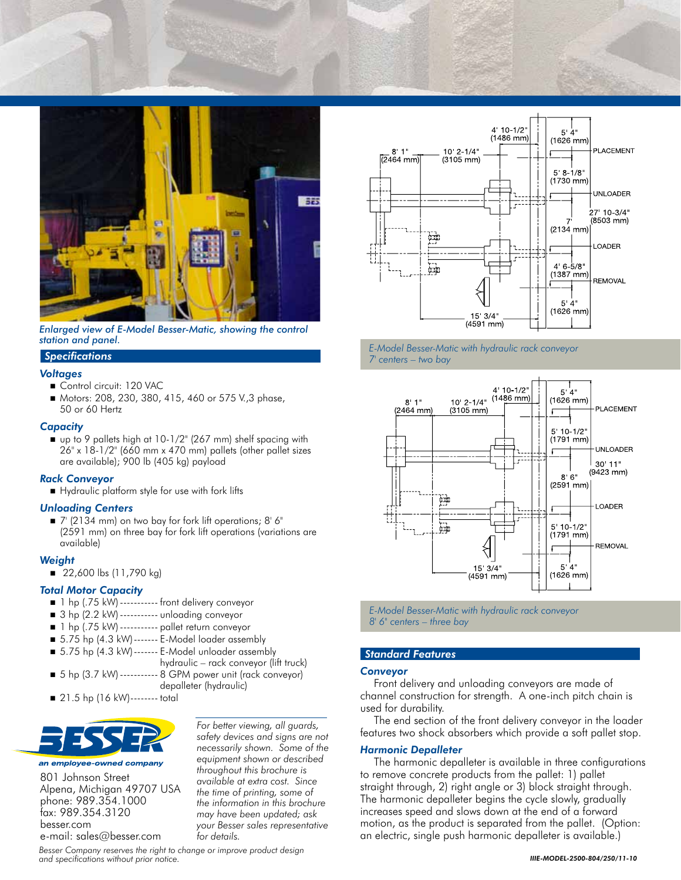*Enlarged view of E-Model Besser-Matic, showing the control station and panel.*

## Specifications

### Voltages

- Control circuit: 120 VAC
- Motors: 208, 230, 380, 415, 460 or 575 V.,3 phase, 50 or 60 Hertz

### Capacity

- up to 9 pallets high at 10-1/2" (267 mm) shelf spacing with 26" x 18-1/2" (660 mm x 470 mm) pallets (other pallet sizes are available); 900 lb (405 kg) payload

### Rack Conveyor

- Hydraulic platform style for use with fork lifts

### Unloading Centers

- 7' (2134 mm) on two bay for fork lift operations; 8' 6" (2591 mm) on three bay for fork lift operations (variations are available)

### Weight

- 22,600 lbs (11,790 kg)

### Total Motor Capacity

- 1 hp (.75 kW) ----------- front delivery conveyor
- 3 hp (2.2 kW) ----------- unloading conveyor
- 1 hp (.75 kW) ----------- pallet return conveyor
- 5.75 hp (4.3 kW) ------- E-Model loader assembly
- 5.75 hp (4.3 kW) ------- E-Model unloader assembly hydraulic – rack conveyor (lift truck)
- 5 hp (3.7 kW) ----------- 8 GPM power unit (rack conveyor) depalleter (hydraulic)
- 21.5 hp (16 kW)-------- total

BESSER
*an employee-owned company*

801 Johnson Street
Alpena, Michigan 49707 USA
phone: 989.354.1000
fax: 989.354.3120
besser.com
e-mail: sales@besser.com

*For better viewing, all guards, safety devices and signs are not necessarily shown. Some of the equipment shown or described throughout this brochure is available at extra cost. Since the time of printing, some of the information in this brochure may have been updated; ask your Besser sales representative for details.*

*Besser Company reserves the right to change or improve product design and specifications without prior notice.*

4' 10-1/2" (1486 mm)
5' 4" (1626 mm)
8' 1" (2464 mm)
10' 2-1/4" (3105 mm)
PLACEMENT
5' 8-1/8" (1730 mm)
UNLOADER
27' 10-3/4" (8503 mm)
7' (2134 mm)
LOADER
4' 6-5/8" (1387 mm)
REMOVAL
5' 4" (1626 mm)
15' 3/4" (4591 mm)

*E-Model Besser-Matic with hydraulic rack conveyor 7' centers – two bay*

4' 10-1/2" (1486 mm)
5' 4" (1626 mm)
8' 1" (2464 mm)
10' 2-1/4" (3105 mm)
PLACEMENT
5' 10-1/2" (1791 mm)
UNLOADER
30' 11" (9423 mm)
8' 6" (2591 mm)
LOADER
5' 10-1/2" (1791 mm)
REMOVAL
5' 4" (1626 mm)
15' 3/4" (4591 mm)

*E-Model Besser-Matic with hydraulic rack conveyor 8' 6" centers – three bay*

## Standard Features

### Conveyor

Front delivery and unloading conveyors are made of channel construction for strength. A one-inch pitch chain is used for durability.

The end section of the front delivery conveyor in the loader features two shock absorbers which provide a soft pallet stop.

### Harmonic Depalleter

The harmonic depalleter is available in three configurations to remove concrete products from the pallet: 1) pallet straight through, 2) right angle or 3) block straight through. The harmonic depalleter begins the cycle slowly, gradually increases speed and slows down at the end of a forward motion, as the product is separated from the pallet. (Option: an electric, single push harmonic depalleter is available.)

IIIE-MODEL-2500-804/250/11-10